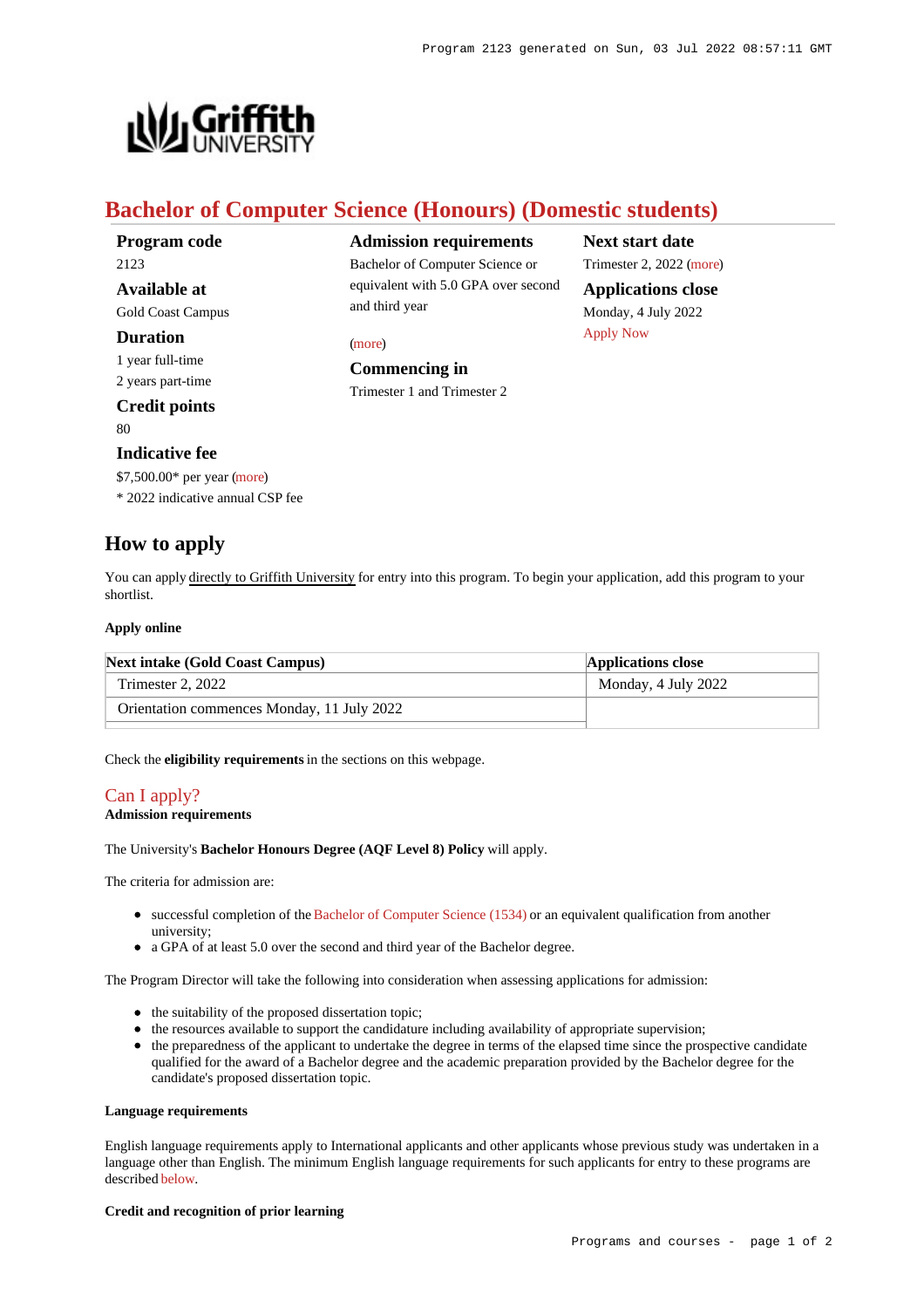# Bachelor of Computer Science (Honours) (Domestic students)

**Program code**
2123

**Available at**
Gold Coast Campus

**Duration**
1 year full-time
2 years part-time

**Credit points**
80

**Indicative fee**
$7,500.00* per year (more)
* 2022 indicative annual CSP fee

**Admission requirements**
Bachelor of Computer Science or equivalent with 5.0 GPA over second and third year

(more)

**Commencing in**
Trimester 1 and Trimester 2

**Next start date**
Trimester 2, 2022 (more)

**Applications close**
Monday, 4 July 2022
Apply Now

## How to apply

You can apply directly to Griffith University for entry into this program. To begin your application, add this program to your shortlist.

#### Apply online

| Next intake (Gold Coast Campus) | Applications close |
|---|---|
| Trimester 2, 2022 | Monday, 4 July 2022 |
| Orientation commences Monday, 11 July 2022 | |

Check the **eligibility requirements** in the sections on this webpage.

### Can I apply?

**Admission requirements**

The University's **Bachelor Honours Degree (AQF Level 8) Policy** will apply.

The criteria for admission are:

- successful completion of the Bachelor of Computer Science (1534) or an equivalent qualification from another university;
- a GPA of at least 5.0 over the second and third year of the Bachelor degree.

The Program Director will take the following into consideration when assessing applications for admission:

- the suitability of the proposed dissertation topic;
- the resources available to support the candidature including availability of appropriate supervision;
- the preparedness of the applicant to undertake the degree in terms of the elapsed time since the prospective candidate qualified for the award of a Bachelor degree and the academic preparation provided by the Bachelor degree for the candidate's proposed dissertation topic.

#### Language requirements

English language requirements apply to International applicants and other applicants whose previous study was undertaken in a language other than English. The minimum English language requirements for such applicants for entry to these programs are described below.

#### Credit and recognition of prior learning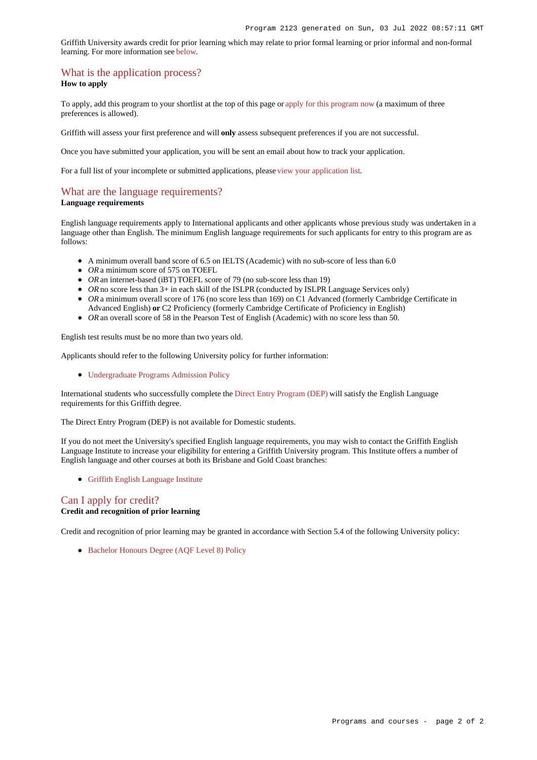Griffith University awards credit for prior learning which may relate to prior formal learning or prior informal and non-formal learning. For more information see below.

## What is the application process?

**How to apply**

To apply, add this program to your shortlist at the top of this page or apply for this program now (a maximum of three preferences is allowed).

Griffith will assess your first preference and will **only** assess subsequent preferences if you are not successful.

Once you have submitted your application, you will be sent an email about how to track your application.

For a full list of your incomplete or submitted applications, please view your application list.

## What are the language requirements?

**Language requirements**

English language requirements apply to International applicants and other applicants whose previous study was undertaken in a language other than English. The minimum English language requirements for such applicants for entry to this program are as follows:

- A minimum overall band score of 6.5 on IELTS (Academic) with no sub-score of less than 6.0
- *OR* a minimum score of 575 on TOEFL
- *OR* an internet-based (iBT) TOEFL score of 79 (no sub-score less than 19)
- *OR* no score less than 3+ in each skill of the ISLPR (conducted by ISLPR Language Services only)
- *OR* a minimum overall score of 176 (no score less than 169) on C1 Advanced (formerly Cambridge Certificate in Advanced English) **or** C2 Proficiency (formerly Cambridge Certificate of Proficiency in English)
- *OR* an overall score of 58 in the Pearson Test of English (Academic) with no score less than 50.

English test results must be no more than two years old.

Applicants should refer to the following University policy for further information:

- Undergraduate Programs Admission Policy

International students who successfully complete the Direct Entry Program (DEP) will satisfy the English Language requirements for this Griffith degree.

The Direct Entry Program (DEP) is not available for Domestic students.

If you do not meet the University's specified English language requirements, you may wish to contact the Griffith English Language Institute to increase your eligibility for entering a Griffith University program. This Institute offers a number of English language and other courses at both its Brisbane and Gold Coast branches:

- Griffith English Language Institute

## Can I apply for credit?

**Credit and recognition of prior learning**

Credit and recognition of prior learning may be granted in accordance with Section 5.4 of the following University policy:

- Bachelor Honours Degree (AQF Level 8) Policy